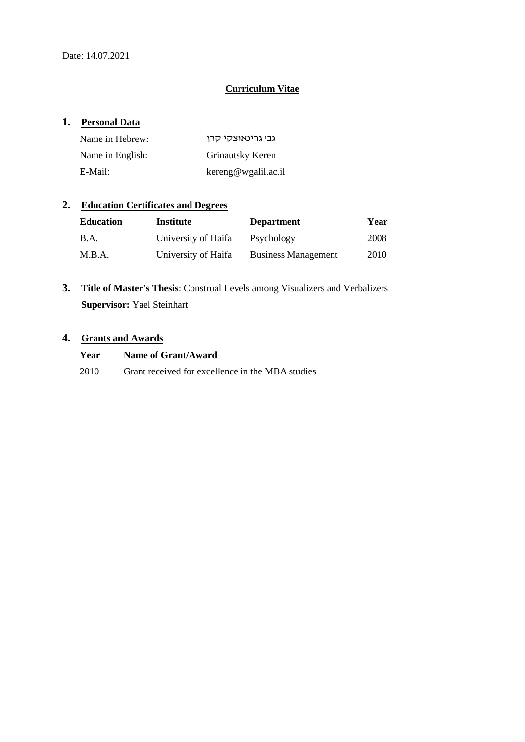Date: 14.07.2021

# Curriculum Vitae

## 1. Personal Data

| | |
|---|---|
| Name in Hebrew: | גב' גרינאוצקי קרן |
| Name in English: | Grinautsky Keren |
| E-Mail: | kereng@wgalil.ac.il |

## 2. Education Certificates and Degrees

| Education | Institute | Department | Year |
|---|---|---|---|
| B.A. | University of Haifa | Psychology | 2008 |
| M.B.A. | University of Haifa | Business Management | 2010 |

## 3. Title of Master's Thesis: Construal Levels among Visualizers and Verbalizers

**Supervisor:** Yael Steinhart

## 4. Grants and Awards

| Year | Name of Grant/Award |
|---|---|
| 2010 | Grant received for excellence in the MBA studies |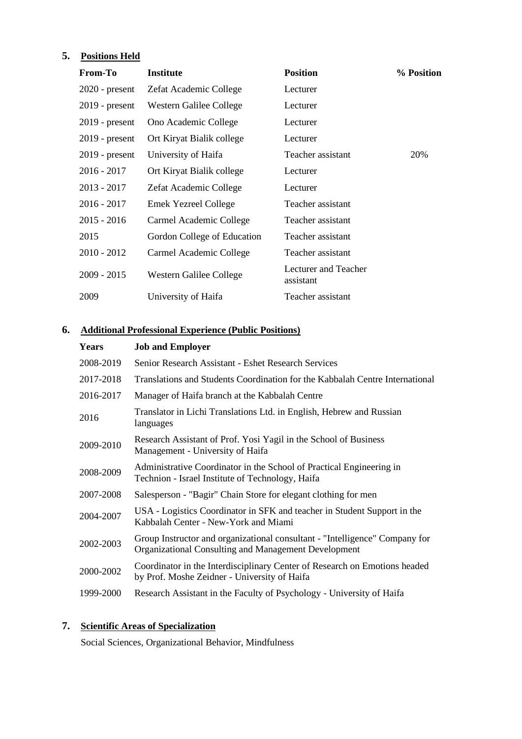## 5. Positions Held

| From-To | Institute | Position | % Position |
|---|---|---|---|
| 2020 - present | Zefat Academic College | Lecturer | |
| 2019 - present | Western Galilee College | Lecturer | |
| 2019 - present | Ono Academic College | Lecturer | |
| 2019 - present | Ort Kiryat Bialik college | Lecturer | |
| 2019 - present | University of Haifa | Teacher assistant | 20% |
| 2016 - 2017 | Ort Kiryat Bialik college | Lecturer | |
| 2013 - 2017 | Zefat Academic College | Lecturer | |
| 2016 - 2017 | Emek Yezreel College | Teacher assistant | |
| 2015 - 2016 | Carmel Academic College | Teacher assistant | |
| 2015 | Gordon College of Education | Teacher assistant | |
| 2010 - 2012 | Carmel Academic College | Teacher assistant | |
| 2009 - 2015 | Western Galilee College | Lecturer and Teacher assistant | |
| 2009 | University of Haifa | Teacher assistant | |

## 6. Additional Professional Experience (Public Positions)

| Years | Job and Employer |
|---|---|
| 2008-2019 | Senior Research Assistant - Eshet Research Services |
| 2017-2018 | Translations and Students Coordination for the Kabbalah Centre International |
| 2016-2017 | Manager of Haifa branch at the Kabbalah Centre |
| 2016 | Translator in Lichi Translations Ltd. in English, Hebrew and Russian languages |
| 2009-2010 | Research Assistant of Prof. Yosi Yagil in the School of Business Management - University of Haifa |
| 2008-2009 | Administrative Coordinator in the School of Practical Engineering in Technion - Israel Institute of Technology, Haifa |
| 2007-2008 | Salesperson - "Bagir" Chain Store for elegant clothing for men |
| 2004-2007 | USA - Logistics Coordinator in SFK and teacher in Student Support in the Kabbalah Center - New-York and Miami |
| 2002-2003 | Group Instructor and organizational consultant - "Intelligence" Company for Organizational Consulting and Management Development |
| 2000-2002 | Coordinator in the Interdisciplinary Center of Research on Emotions headed by Prof. Moshe Zeidner - University of Haifa |
| 1999-2000 | Research Assistant in the Faculty of Psychology - University of Haifa |

## 7. Scientific Areas of Specialization

Social Sciences, Organizational Behavior, Mindfulness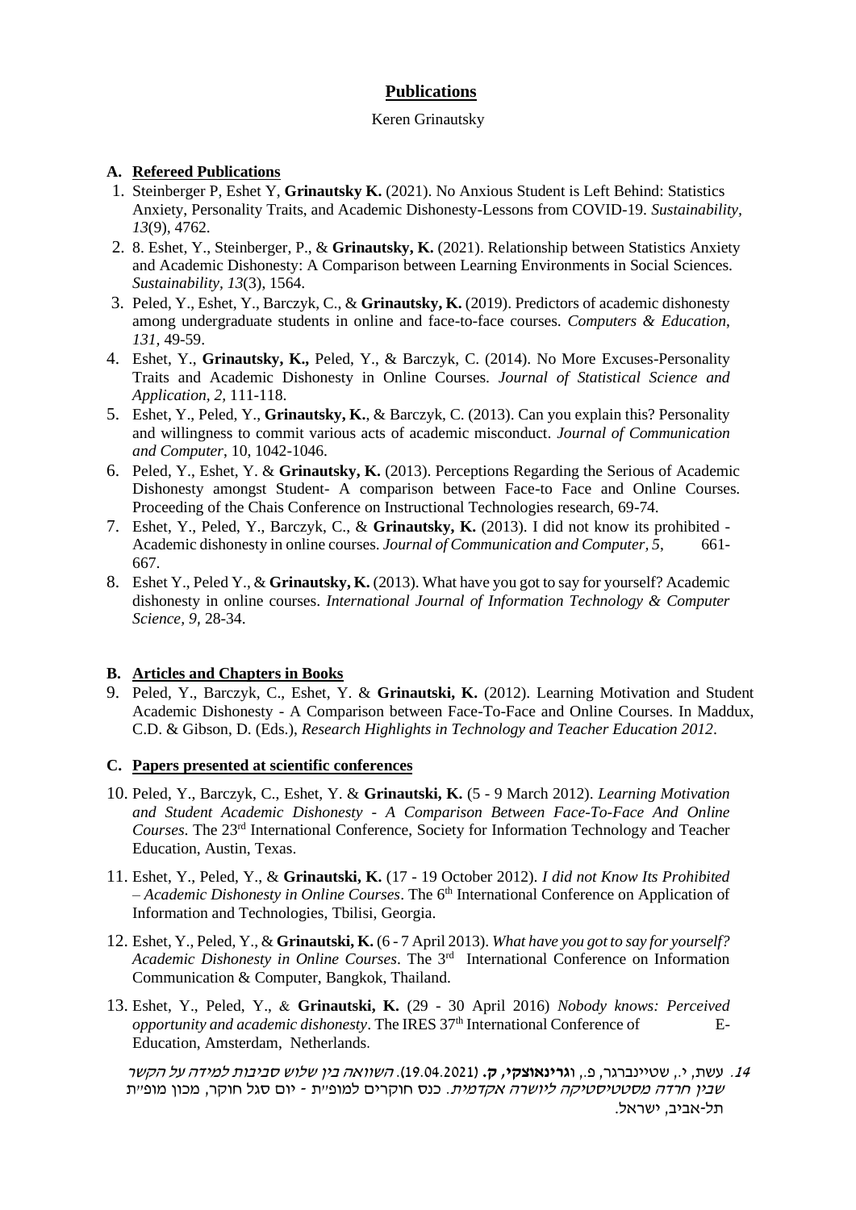## Publications

Keren Grinautsky

### A. Refereed Publications

1. Steinberger P, Eshet Y, **Grinautsky K.** (2021). No Anxious Student is Left Behind: Statistics Anxiety, Personality Traits, and Academic Dishonesty-Lessons from COVID-19. *Sustainability, 13*(9), 4762.
2. 8. Eshet, Y., Steinberger, P., & **Grinautsky, K.** (2021). Relationship between Statistics Anxiety and Academic Dishonesty: A Comparison between Learning Environments in Social Sciences. *Sustainability, 13*(3), 1564.
3. Peled, Y., Eshet, Y., Barczyk, C., & **Grinautsky, K.** (2019). Predictors of academic dishonesty among undergraduate students in online and face-to-face courses. *Computers & Education*, *131*, 49-59.
4. Eshet, Y., **Grinautsky, K.,** Peled, Y., & Barczyk, C. (2014). No More Excuses-Personality Traits and Academic Dishonesty in Online Courses. *Journal of Statistical Science and Application, 2,* 111-118.
5. Eshet, Y., Peled, Y., **Grinautsky, K.**, & Barczyk, C. (2013). Can you explain this? Personality and willingness to commit various acts of academic misconduct. *Journal of Communication and Computer*, 10, 1042-1046.
6. Peled, Y., Eshet, Y. & **Grinautsky, K.** (2013). Perceptions Regarding the Serious of Academic Dishonesty amongst Student- A comparison between Face-to Face and Online Courses. Proceeding of the Chais Conference on Instructional Technologies research, 69-74.
7. Eshet, Y., Peled, Y., Barczyk, C., & **Grinautsky, K.** (2013). I did not know its prohibited - Academic dishonesty in online courses. *Journal of Communication and Computer, 5*, 661-667.
8. Eshet Y., Peled Y., & **Grinautsky, K.** (2013). What have you got to say for yourself? Academic dishonesty in online courses. *International Journal of Information Technology & Computer Science, 9,* 28-34.

### B. Articles and Chapters in Books

9. Peled, Y., Barczyk, C., Eshet, Y. & **Grinautski, K.** (2012). Learning Motivation and Student Academic Dishonesty - A Comparison between Face-To-Face and Online Courses. In Maddux, C.D. & Gibson, D. (Eds.), *Research Highlights in Technology and Teacher Education 2012*.

### C. Papers presented at scientific conferences

10. Peled, Y., Barczyk, C., Eshet, Y. & **Grinautski, K.** (5 - 9 March 2012). *Learning Motivation and Student Academic Dishonesty - A Comparison Between Face-To-Face And Online Courses*. The 23rd International Conference, Society for Information Technology and Teacher Education, Austin, Texas.
11. Eshet, Y., Peled, Y., & **Grinautski, K.** (17 - 19 October 2012). *I did not Know Its Prohibited – Academic Dishonesty in Online Courses*. The 6th International Conference on Application of Information and Technologies, Tbilisi, Georgia.
12. Eshet, Y., Peled, Y., & **Grinautski, K.** (6 - 7 April 2013). *What have you got to say for yourself? Academic Dishonesty in Online Courses*. The 3rd International Conference on Information Communication & Computer, Bangkok, Thailand.
13. Eshet, Y., Peled, Y., & **Grinautski, K.** (29 - 30 April 2016) *Nobody knows: Perceived opportunity and academic dishonesty*. The IRES 37th International Conference of E-Education, Amsterdam, Netherlands.

14. עשת, י., שטיינברגר, פ., ו**גרינאוצקי, ק.** (19.04.2021). *השוואה בין שלוש סביבות למידה על הקשר שבין חרדה מסטטיסטיקה ליושרה אקדמית*. כנס חוקרים למופ"ת - יום סגל חוקר, מכון מופ"ת תל-אביב, ישראל.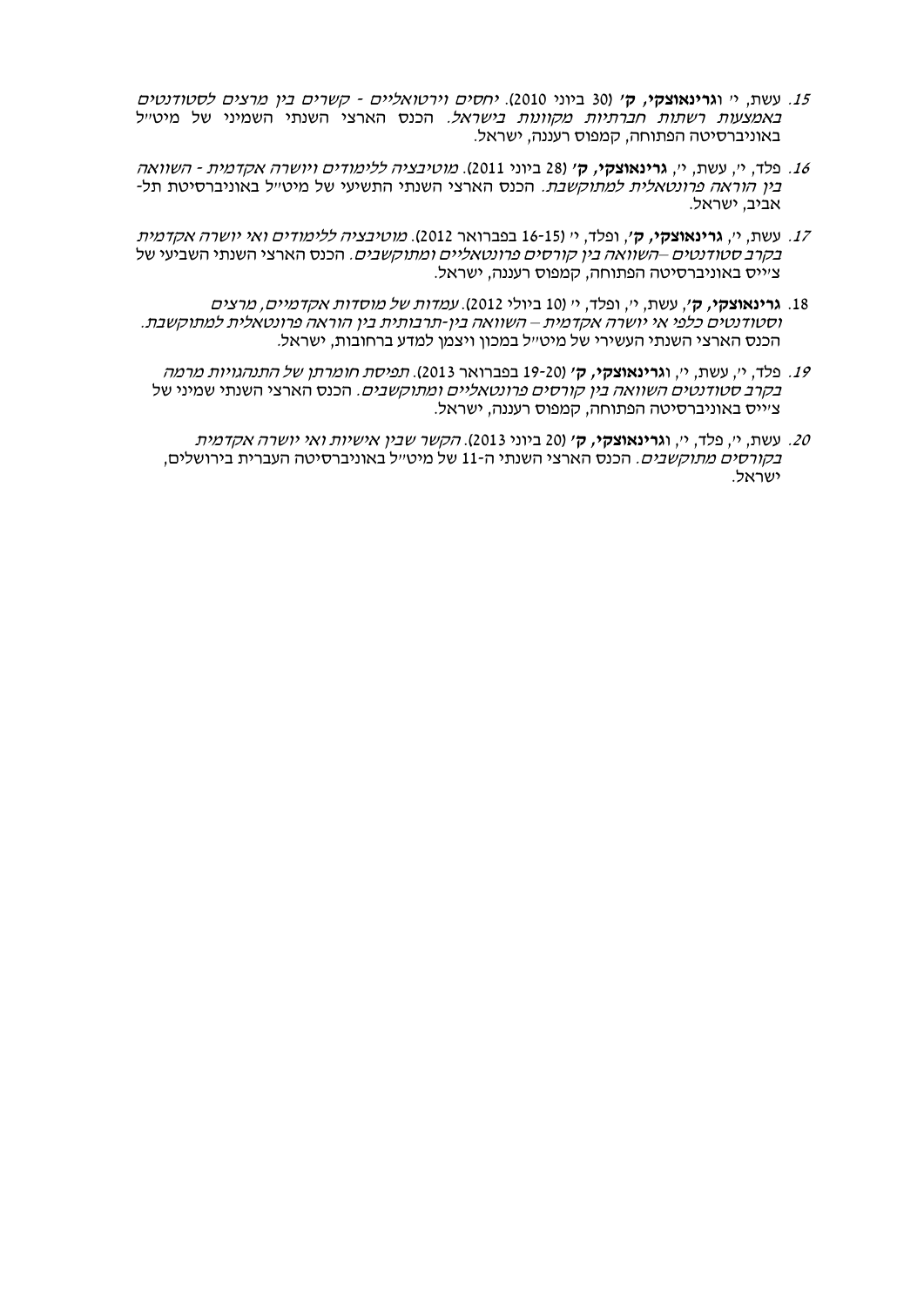15. עשת, י' ו**גרינאוצקי, ק'** (30 ביוני 2010). *יחסים וירטואליים - קשרים בין מרצים לסטודנטים באמצעות רשתות חברתיות מקוונות בישראל.* הכנס הארצי השנתי השמיני של מיט"ל באוניברסיטה הפתוחה, קמפוס רעננה, ישראל.

16. פלד, י', עשת, י', **גרינאוצקי, ק'** (28 ביוני 2011). *מוטיבציה ללימודים ויושרה אקדמית - השוואה בין הוראה פרונטאלית למתוקשבת.* הכנס הארצי השנתי התשיעי של מיט"ל באוניברסיטת תל-אביב, ישראל.

17. עשת, י', **גרינאוצקי, ק'**, ופלד, י' (15-16 בפברואר 2012). *מוטיבציה ללימודים ואי יושרה אקדמית בקרב סטודנטים –השוואה בין קורסים פרונטאליים ומתוקשבים.* הכנס הארצי השנתי השביעי של צ'ייס באוניברסיטה הפתוחה, קמפוס רעננה, ישראל.

18. **גרינאוצקי, ק'**, עשת, י', ופלד, י' (10 ביולי 2012). *עמדות של מוסדות אקדמיים, מרצים וסטודנטים כלפי אי יושרה אקדמית – השוואה בין-תרבותית בין הוראה פרונטאלית למתוקשבת.* הכנס הארצי השנתי העשירי של מיט"ל במכון ויצמן למדע ברחובות, ישראל.

19. פלד, י', עשת, י', ו**גרינאוצקי, ק'** (19-20 בפברואר 2013). *תפיסת חומרתן של התנהגויות מרמה בקרב סטודנטים השוואה בין קורסים פרונטאליים ומתוקשבים.* הכנס הארצי השנתי שמיני של צ'ייס באוניברסיטה הפתוחה, קמפוס רעננה, ישראל.

20. עשת, י', פלד, י', ו**גרינאוצקי, ק'** (20 ביוני 2013). *הקשר שבין אישיות ואי יושרה אקדמית בקורסים מתוקשבים.* הכנס הארצי השנתי ה-11 של מיט"ל באוניברסיטה העברית בירושלים, ישראל.